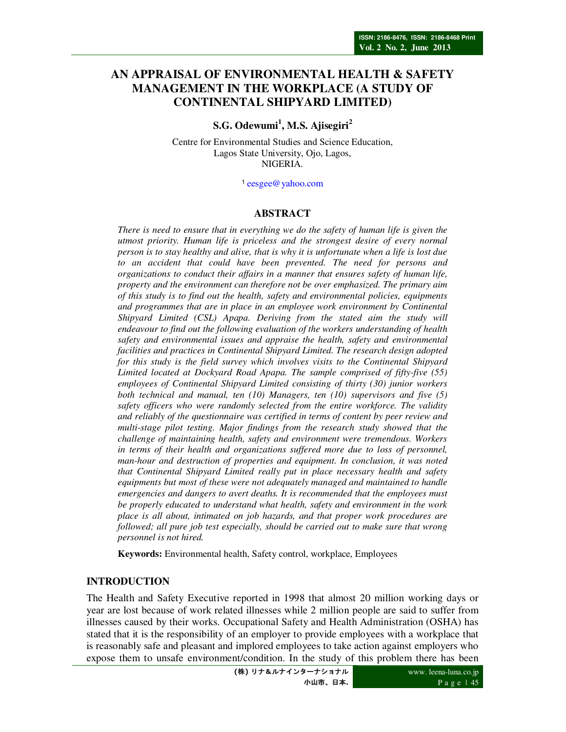# AN APPRAISAL OF ENVIRONMENTAL HEALTH & SAFETY MANAGEMENT IN THE WORKPLACE (A STUDY OF CONTINENTAL SHIPYARD LIMITED)

**S.G. Odewumi[1], M.S. Ajisegiri[2]**

Centre for Environmental Studies and Science Education,
Lagos State University, Ojo, Lagos,
NIGERIA.

[1] eesgee@yahoo.com

## ABSTRACT

*There is need to ensure that in everything we do the safety of human life is given the utmost priority. Human life is priceless and the strongest desire of every normal person is to stay healthy and alive, that is why it is unfortunate when a life is lost due to an accident that could have been prevented. The need for persons and organizations to conduct their affairs in a manner that ensures safety of human life, property and the environment can therefore not be over emphasized. The primary aim of this study is to find out the health, safety and environmental policies, equipments and programmes that are in place in an employee work environment by Continental Shipyard Limited (CSL) Apapa. Deriving from the stated aim the study will endeavour to find out the following evaluation of the workers understanding of health safety and environmental issues and appraise the health, safety and environmental facilities and practices in Continental Shipyard Limited. The research design adopted for this study is the field survey which involves visits to the Continental Shipyard Limited located at Dockyard Road Apapa. The sample comprised of fifty-five (55) employees of Continental Shipyard Limited consisting of thirty (30) junior workers both technical and manual, ten (10) Managers, ten (10) supervisors and five (5) safety officers who were randomly selected from the entire workforce. The validity and reliably of the questionnaire was certified in terms of content by peer review and multi-stage pilot testing. Major findings from the research study showed that the challenge of maintaining health, safety and environment were tremendous. Workers in terms of their health and organizations suffered more due to loss of personnel, man-hour and destruction of properties and equipment. In conclusion, it was noted that Continental Shipyard Limited really put in place necessary health and safety equipments but most of these were not adequately managed and maintained to handle emergencies and dangers to avert deaths. It is recommended that the employees must be properly educated to understand what health, safety and environment in the work place is all about, intimated on job hazards, and that proper work procedures are followed; all pure job test especially, should be carried out to make sure that wrong personnel is not hired.*

**Keywords:** Environmental health, Safety control, workplace, Employees

## INTRODUCTION

The Health and Safety Executive reported in 1998 that almost 20 million working days or year are lost because of work related illnesses while 2 million people are said to suffer from illnesses caused by their works. Occupational Safety and Health Administration (OSHA) has stated that it is the responsibility of an employer to provide employees with a workplace that is reasonably safe and pleasant and implored employees to take action against employers who expose them to unsafe environment/condition. In the study of this problem there has been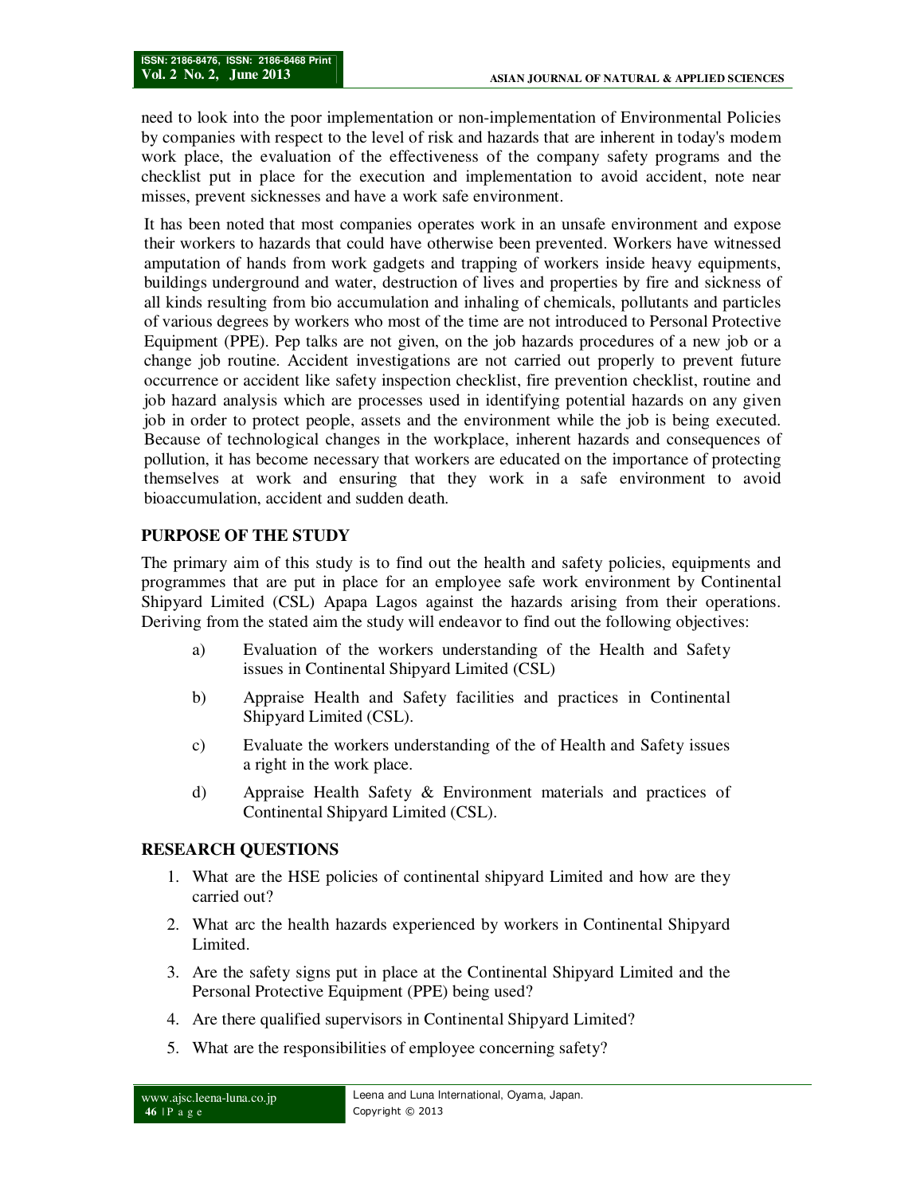need to look into the poor implementation or non-implementation of Environmental Policies by companies with respect to the level of risk and hazards that are inherent in today's modem work place, the evaluation of the effectiveness of the company safety programs and the checklist put in place for the execution and implementation to avoid accident, note near misses, prevent sicknesses and have a work safe environment.

It has been noted that most companies operates work in an unsafe environment and expose their workers to hazards that could have otherwise been prevented. Workers have witnessed amputation of hands from work gadgets and trapping of workers inside heavy equipments, buildings underground and water, destruction of lives and properties by fire and sickness of all kinds resulting from bio accumulation and inhaling of chemicals, pollutants and particles of various degrees by workers who most of the time are not introduced to Personal Protective Equipment (PPE). Pep talks are not given, on the job hazards procedures of a new job or a change job routine. Accident investigations are not carried out properly to prevent future occurrence or accident like safety inspection checklist, fire prevention checklist, routine and job hazard analysis which are processes used in identifying potential hazards on any given job in order to protect people, assets and the environment while the job is being executed. Because of technological changes in the workplace, inherent hazards and consequences of pollution, it has become necessary that workers are educated on the importance of protecting themselves at work and ensuring that they work in a safe environment to avoid bioaccumulation, accident and sudden death.

## PURPOSE OF THE STUDY

The primary aim of this study is to find out the health and safety policies, equipments and programmes that are put in place for an employee safe work environment by Continental Shipyard Limited (CSL) Apapa Lagos against the hazards arising from their operations. Deriving from the stated aim the study will endeavor to find out the following objectives:

a) Evaluation of the workers understanding of the Health and Safety issues in Continental Shipyard Limited (CSL)

b) Appraise Health and Safety facilities and practices in Continental Shipyard Limited (CSL).

c) Evaluate the workers understanding of the of Health and Safety issues a right in the work place.

d) Appraise Health Safety & Environment materials and practices of Continental Shipyard Limited (CSL).

## RESEARCH QUESTIONS

1. What are the HSE policies of continental shipyard Limited and how are they carried out?
2. What arc the health hazards experienced by workers in Continental Shipyard Limited.
3. Are the safety signs put in place at the Continental Shipyard Limited and the Personal Protective Equipment (PPE) being used?
4. Are there qualified supervisors in Continental Shipyard Limited?
5. What are the responsibilities of employee concerning safety?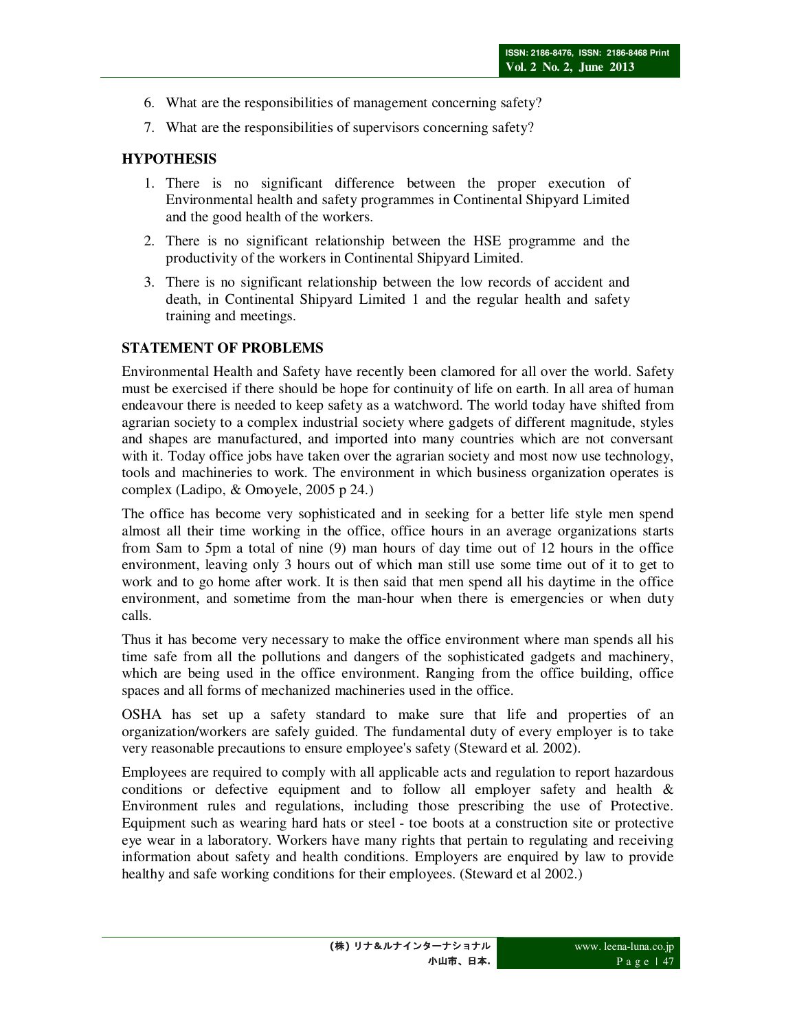6. What are the responsibilities of management concerning safety?
7. What are the responsibilities of supervisors concerning safety?

## HYPOTHESIS

1. There is no significant difference between the proper execution of Environmental health and safety programmes in Continental Shipyard Limited and the good health of the workers.
2. There is no significant relationship between the HSE programme and the productivity of the workers in Continental Shipyard Limited.
3. There is no significant relationship between the low records of accident and death, in Continental Shipyard Limited 1 and the regular health and safety training and meetings.

## STATEMENT OF PROBLEMS

Environmental Health and Safety have recently been clamored for all over the world. Safety must be exercised if there should be hope for continuity of life on earth. In all area of human endeavour there is needed to keep safety as a watchword. The world today have shifted from agrarian society to a complex industrial society where gadgets of different magnitude, styles and shapes are manufactured, and imported into many countries which are not conversant with it. Today office jobs have taken over the agrarian society and most now use technology, tools and machineries to work. The environment in which business organization operates is complex (Ladipo, & Omoyele, 2005 p 24.)

The office has become very sophisticated and in seeking for a better life style men spend almost all their time working in the office, office hours in an average organizations starts from Sam to 5pm a total of nine (9) man hours of day time out of 12 hours in the office environment, leaving only 3 hours out of which man still use some time out of it to get to work and to go home after work. It is then said that men spend all his daytime in the office environment, and sometime from the man-hour when there is emergencies or when duty calls.

Thus it has become very necessary to make the office environment where man spends all his time safe from all the pollutions and dangers of the sophisticated gadgets and machinery, which are being used in the office environment. Ranging from the office building, office spaces and all forms of mechanized machineries used in the office.

OSHA has set up a safety standard to make sure that life and properties of an organization/workers are safely guided. The fundamental duty of every employer is to take very reasonable precautions to ensure employee's safety (Steward et al. 2002).

Employees are required to comply with all applicable acts and regulation to report hazardous conditions or defective equipment and to follow all employer safety and health & Environment rules and regulations, including those prescribing the use of Protective. Equipment such as wearing hard hats or steel - toe boots at a construction site or protective eye wear in a laboratory. Workers have many rights that pertain to regulating and receiving information about safety and health conditions. Employers are enquired by law to provide healthy and safe working conditions for their employees. (Steward et al 2002.)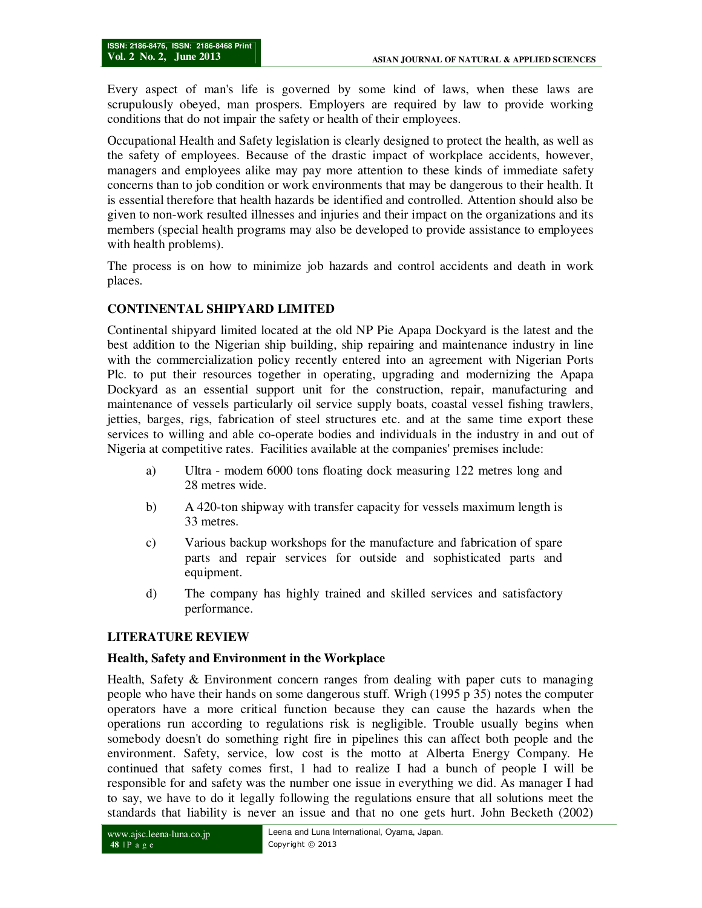Every aspect of man's life is governed by some kind of laws, when these laws are scrupulously obeyed, man prospers. Employers are required by law to provide working conditions that do not impair the safety or health of their employees.

Occupational Health and Safety legislation is clearly designed to protect the health, as well as the safety of employees. Because of the drastic impact of workplace accidents, however, managers and employees alike may pay more attention to these kinds of immediate safety concerns than to job condition or work environments that may be dangerous to their health. It is essential therefore that health hazards be identified and controlled. Attention should also be given to non-work resulted illnesses and injuries and their impact on the organizations and its members (special health programs may also be developed to provide assistance to employees with health problems).

The process is on how to minimize job hazards and control accidents and death in work places.

## CONTINENTAL SHIPYARD LIMITED

Continental shipyard limited located at the old NP Pie Apapa Dockyard is the latest and the best addition to the Nigerian ship building, ship repairing and maintenance industry in line with the commercialization policy recently entered into an agreement with Nigerian Ports Plc. to put their resources together in operating, upgrading and modernizing the Apapa Dockyard as an essential support unit for the construction, repair, manufacturing and maintenance of vessels particularly oil service supply boats, coastal vessel fishing trawlers, jetties, barges, rigs, fabrication of steel structures etc. and at the same time export these services to willing and able co-operate bodies and individuals in the industry in and out of Nigeria at competitive rates. Facilities available at the companies' premises include:

a) Ultra - modem 6000 tons floating dock measuring 122 metres long and 28 metres wide.

b) A 420-ton shipway with transfer capacity for vessels maximum length is 33 metres.

c) Various backup workshops for the manufacture and fabrication of spare parts and repair services for outside and sophisticated parts and equipment.

d) The company has highly trained and skilled services and satisfactory performance.

## LITERATURE REVIEW

### Health, Safety and Environment in the Workplace

Health, Safety & Environment concern ranges from dealing with paper cuts to managing people who have their hands on some dangerous stuff. Wrigh (1995 p 35) notes the computer operators have a more critical function because they can cause the hazards when the operations run according to regulations risk is negligible. Trouble usually begins when somebody doesn't do something right fire in pipelines this can affect both people and the environment. Safety, service, low cost is the motto at Alberta Energy Company. He continued that safety comes first, 1 had to realize I had a bunch of people I will be responsible for and safety was the number one issue in everything we did. As manager I had to say, we have to do it legally following the regulations ensure that all solutions meet the standards that liability is never an issue and that no one gets hurt. John Becketh (2002)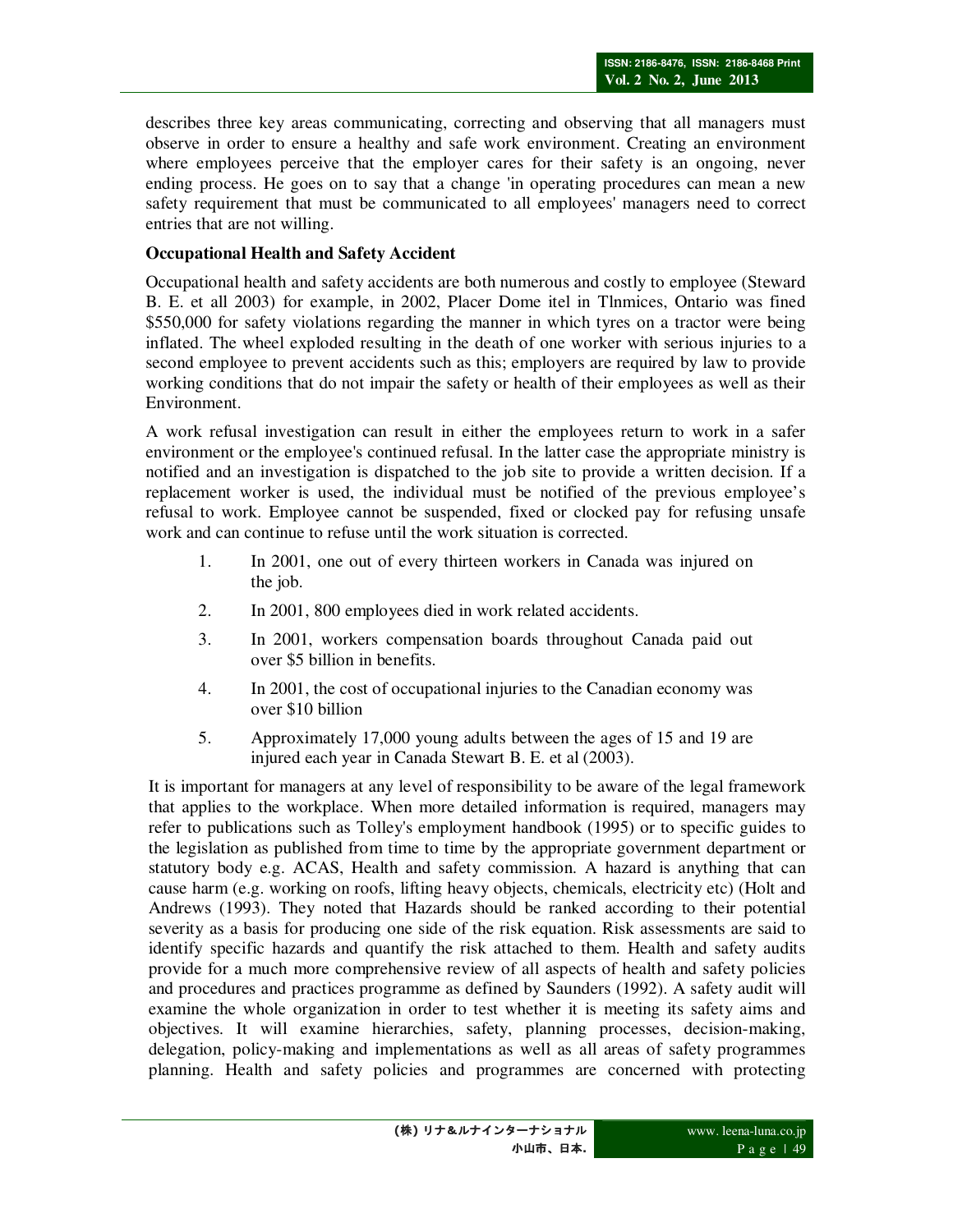describes three key areas communicating, correcting and observing that all managers must observe in order to ensure a healthy and safe work environment. Creating an environment where employees perceive that the employer cares for their safety is an ongoing, never ending process. He goes on to say that a change 'in operating procedures can mean a new safety requirement that must be communicated to all employees' managers need to correct entries that are not willing.

**Occupational Health and Safety Accident**

Occupational health and safety accidents are both numerous and costly to employee (Steward B. E. et all 2003) for example, in 2002, Placer Dome itel in Tlnmices, Ontario was fined \$550,000 for safety violations regarding the manner in which tyres on a tractor were being inflated. The wheel exploded resulting in the death of one worker with serious injuries to a second employee to prevent accidents such as this; employers are required by law to provide working conditions that do not impair the safety or health of their employees as well as their Environment.

A work refusal investigation can result in either the employees return to work in a safer environment or the employee's continued refusal. In the latter case the appropriate ministry is notified and an investigation is dispatched to the job site to provide a written decision. If a replacement worker is used, the individual must be notified of the previous employee's refusal to work. Employee cannot be suspended, fixed or clocked pay for refusing unsafe work and can continue to refuse until the work situation is corrected.

1. In 2001, one out of every thirteen workers in Canada was injured on the job.
2. In 2001, 800 employees died in work related accidents.
3. In 2001, workers compensation boards throughout Canada paid out over \$5 billion in benefits.
4. In 2001, the cost of occupational injuries to the Canadian economy was over \$10 billion
5. Approximately 17,000 young adults between the ages of 15 and 19 are injured each year in Canada Stewart B. E. et al (2003).

It is important for managers at any level of responsibility to be aware of the legal framework that applies to the workplace. When more detailed information is required, managers may refer to publications such as Tolley's employment handbook (1995) or to specific guides to the legislation as published from time to time by the appropriate government department or statutory body e.g. ACAS, Health and safety commission. A hazard is anything that can cause harm (e.g. working on roofs, lifting heavy objects, chemicals, electricity etc) (Holt and Andrews (1993). They noted that Hazards should be ranked according to their potential severity as a basis for producing one side of the risk equation. Risk assessments are said to identify specific hazards and quantify the risk attached to them. Health and safety audits provide for a much more comprehensive review of all aspects of health and safety policies and procedures and practices programme as defined by Saunders (1992). A safety audit will examine the whole organization in order to test whether it is meeting its safety aims and objectives. It will examine hierarchies, safety, planning processes, decision-making, delegation, policy-making and implementations as well as all areas of safety programmes planning. Health and safety policies and programmes are concerned with protecting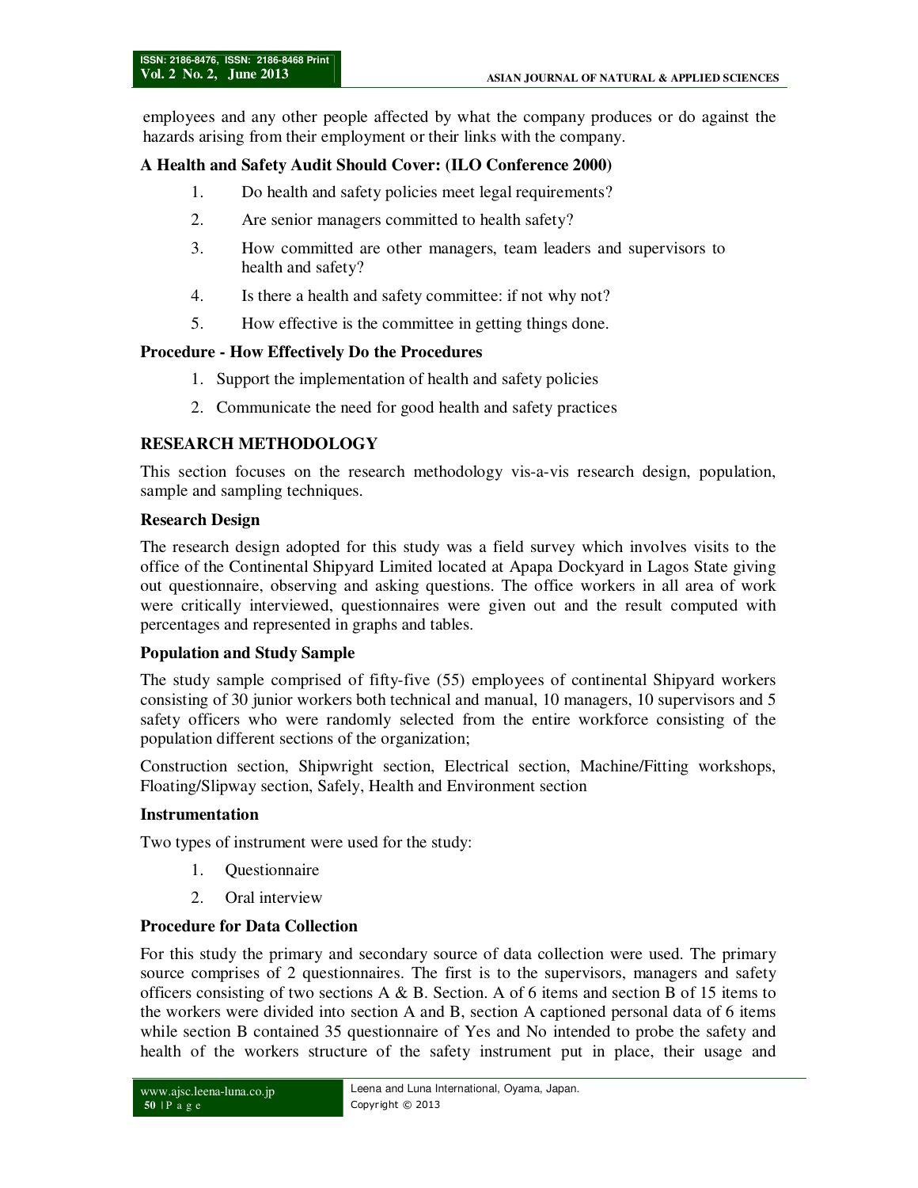employees and any other people affected by what the company produces or do against the hazards arising from their employment or their links with the company.

**A Health and Safety Audit Should Cover: (ILO Conference 2000)**

1. Do health and safety policies meet legal requirements?
2. Are senior managers committed to health safety?
3. How committed are other managers, team leaders and supervisors to health and safety?
4. Is there a health and safety committee: if not why not?
5. How effective is the committee in getting things done.

**Procedure - How Effectively Do the Procedures**

1. Support the implementation of health and safety policies
2. Communicate the need for good health and safety practices

## RESEARCH METHODOLOGY

This section focuses on the research methodology vis-a-vis research design, population, sample and sampling techniques.

### Research Design

The research design adopted for this study was a field survey which involves visits to the office of the Continental Shipyard Limited located at Apapa Dockyard in Lagos State giving out questionnaire, observing and asking questions. The office workers in all area of work were critically interviewed, questionnaires were given out and the result computed with percentages and represented in graphs and tables.

### Population and Study Sample

The study sample comprised of fifty-five (55) employees of continental Shipyard workers consisting of 30 junior workers both technical and manual, 10 managers, 10 supervisors and 5 safety officers who were randomly selected from the entire workforce consisting of the population different sections of the organization;

Construction section, Shipwright section, Electrical section, Machine/Fitting workshops, Floating/Slipway section, Safely, Health and Environment section

### Instrumentation

Two types of instrument were used for the study:

1. Questionnaire
2. Oral interview

### Procedure for Data Collection

For this study the primary and secondary source of data collection were used. The primary source comprises of 2 questionnaires. The first is to the supervisors, managers and safety officers consisting of two sections A & B. Section. A of 6 items and section B of 15 items to the workers were divided into section A and B, section A captioned personal data of 6 items while section B contained 35 questionnaire of Yes and No intended to probe the safety and health of the workers structure of the safety instrument put in place, their usage and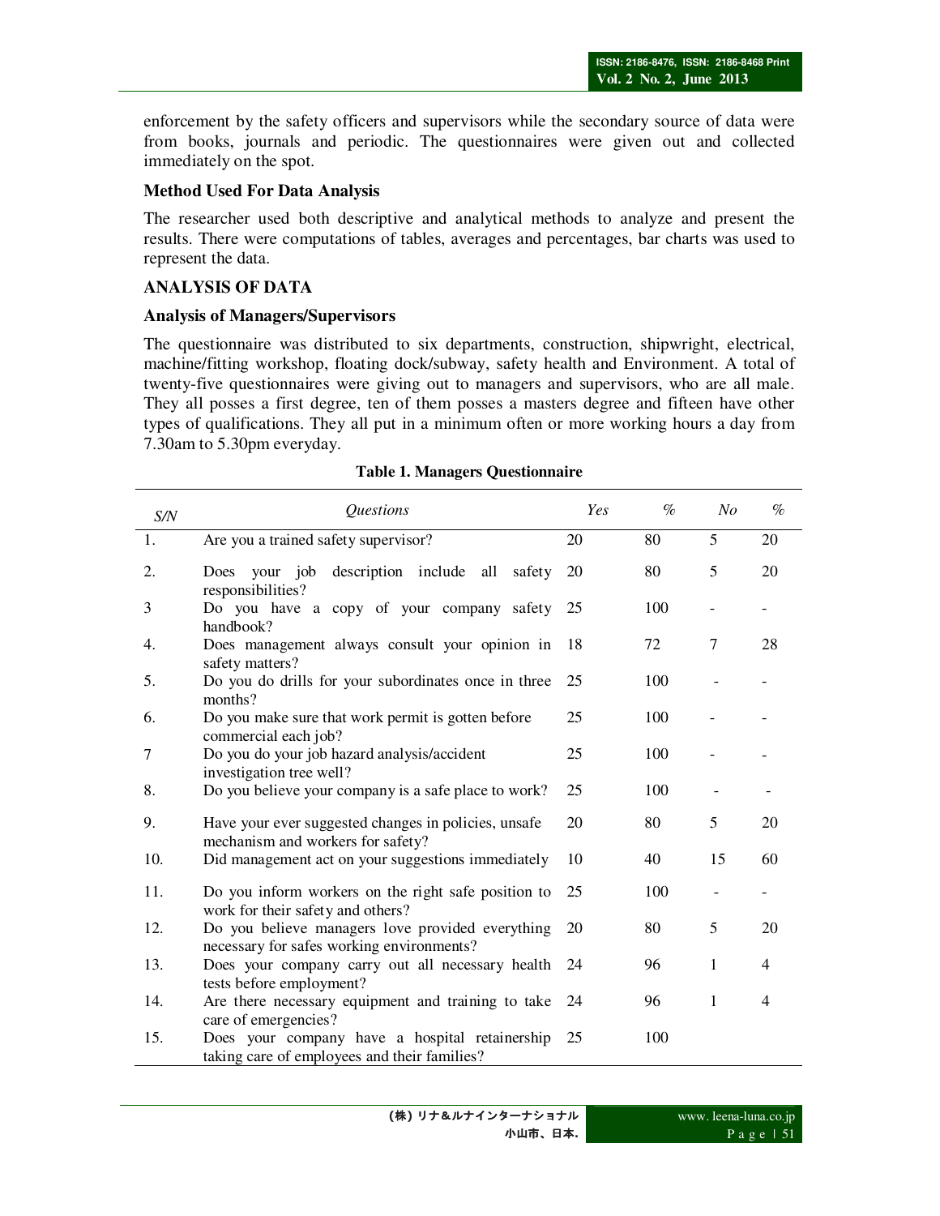enforcement by the safety officers and supervisors while the secondary source of data were from books, journals and periodic. The questionnaires were given out and collected immediately on the spot.

### Method Used For Data Analysis

The researcher used both descriptive and analytical methods to analyze and present the results. There were computations of tables, averages and percentages, bar charts was used to represent the data.

## ANALYSIS OF DATA

### Analysis of Managers/Supervisors

The questionnaire was distributed to six departments, construction, shipwright, electrical, machine/fitting workshop, floating dock/subway, safety health and Environment. A total of twenty-five questionnaires were giving out to managers and supervisors, who are all male. They all posses a first degree, ten of them posses a masters degree and fifteen have other types of qualifications. They all put in a minimum often or more working hours a day from 7.30am to 5.30pm everyday.

**Table 1. Managers Questionnaire**

| *S/N* | *Questions* | *Yes* | *%* | *No* | *%* |
|---|---|---|---|---|---|
| 1. | Are you a trained safety supervisor? | 20 | 80 | 5 | 20 |
| 2. | Does your job description include all safety responsibilities? | 20 | 80 | 5 | 20 |
| 3 | Do you have a copy of your company safety handbook? | 25 | 100 | - | - |
| 4. | Does management always consult your opinion in safety matters? | 18 | 72 | 7 | 28 |
| 5. | Do you do drills for your subordinates once in three months? | 25 | 100 | - | - |
| 6. | Do you make sure that work permit is gotten before commercial each job? | 25 | 100 | - | - |
| 7 | Do you do your job hazard analysis/accident investigation tree well? | 25 | 100 | - | - |
| 8. | Do you believe your company is a safe place to work? | 25 | 100 | - | - |
| 9. | Have your ever suggested changes in policies, unsafe mechanism and workers for safety? | 20 | 80 | 5 | 20 |
| 10. | Did management act on your suggestions immediately | 10 | 40 | 15 | 60 |
| 11. | Do you inform workers on the right safe position to work for their safety and others? | 25 | 100 | - | - |
| 12. | Do you believe managers love provided everything necessary for safes working environments? | 20 | 80 | 5 | 20 |
| 13. | Does your company carry out all necessary health tests before employment? | 24 | 96 | 1 | 4 |
| 14. | Are there necessary equipment and training to take care of emergencies? | 24 | 96 | 1 | 4 |
| 15. | Does your company have a hospital retainership taking care of employees and their families? | 25 | 100 | | |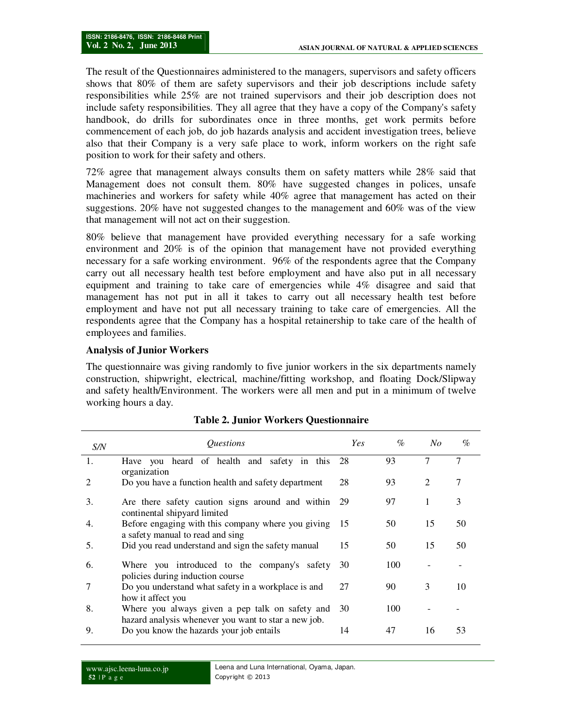The result of the Questionnaires administered to the managers, supervisors and safety officers shows that 80% of them are safety supervisors and their job descriptions include safety responsibilities while 25% are not trained supervisors and their job description does not include safety responsibilities. They all agree that they have a copy of the Company's safety handbook, do drills for subordinates once in three months, get work permits before commencement of each job, do job hazards analysis and accident investigation trees, believe also that their Company is a very safe place to work, inform workers on the right safe position to work for their safety and others.

72% agree that management always consults them on safety matters while 28% said that Management does not consult them. 80% have suggested changes in polices, unsafe machineries and workers for safety while 40% agree that management has acted on their suggestions. 20% have not suggested changes to the management and 60% was of the view that management will not act on their suggestion.

80% believe that management have provided everything necessary for a safe working environment and 20% is of the opinion that management have not provided everything necessary for a safe working environment. 96% of the respondents agree that the Company carry out all necessary health test before employment and have also put in all necessary equipment and training to take care of emergencies while 4% disagree and said that management has not put in all it takes to carry out all necessary health test before employment and have not put all necessary training to take care of emergencies. All the respondents agree that the Company has a hospital retainership to take care of the health of employees and families.

### Analysis of Junior Workers

The questionnaire was giving randomly to five junior workers in the six departments namely construction, shipwright, electrical, machine/fitting workshop, and floating Dock/Slipway and safety health/Environment. The workers were all men and put in a minimum of twelve working hours a day.

**Table 2. Junior Workers Questionnaire**

| *S/N* | *Questions* | *Yes* | *%* | *No* | *%* |
|---|---|---|---|---|---|
| 1. | Have you heard of health and safety in this organization | 28 | 93 | 7 | 7 |
| 2 | Do you have a function health and safety department | 28 | 93 | 2 | 7 |
| 3. | Are there safety caution signs around and within continental shipyard limited | 29 | 97 | 1 | 3 |
| 4. | Before engaging with this company where you giving a safety manual to read and sing | 15 | 50 | 15 | 50 |
| 5. | Did you read understand and sign the safety manual | 15 | 50 | 15 | 50 |
| 6. | Where you introduced to the company's safety policies during induction course | 30 | 100 | - | - |
| 7 | Do you understand what safety in a workplace is and how it affect you | 27 | 90 | 3 | 10 |
| 8. | Where you always given a pep talk on safety and hazard analysis whenever you want to star a new job. | 30 | 100 | - | - |
| 9. | Do you know the hazards your job entails | 14 | 47 | 16 | 53 |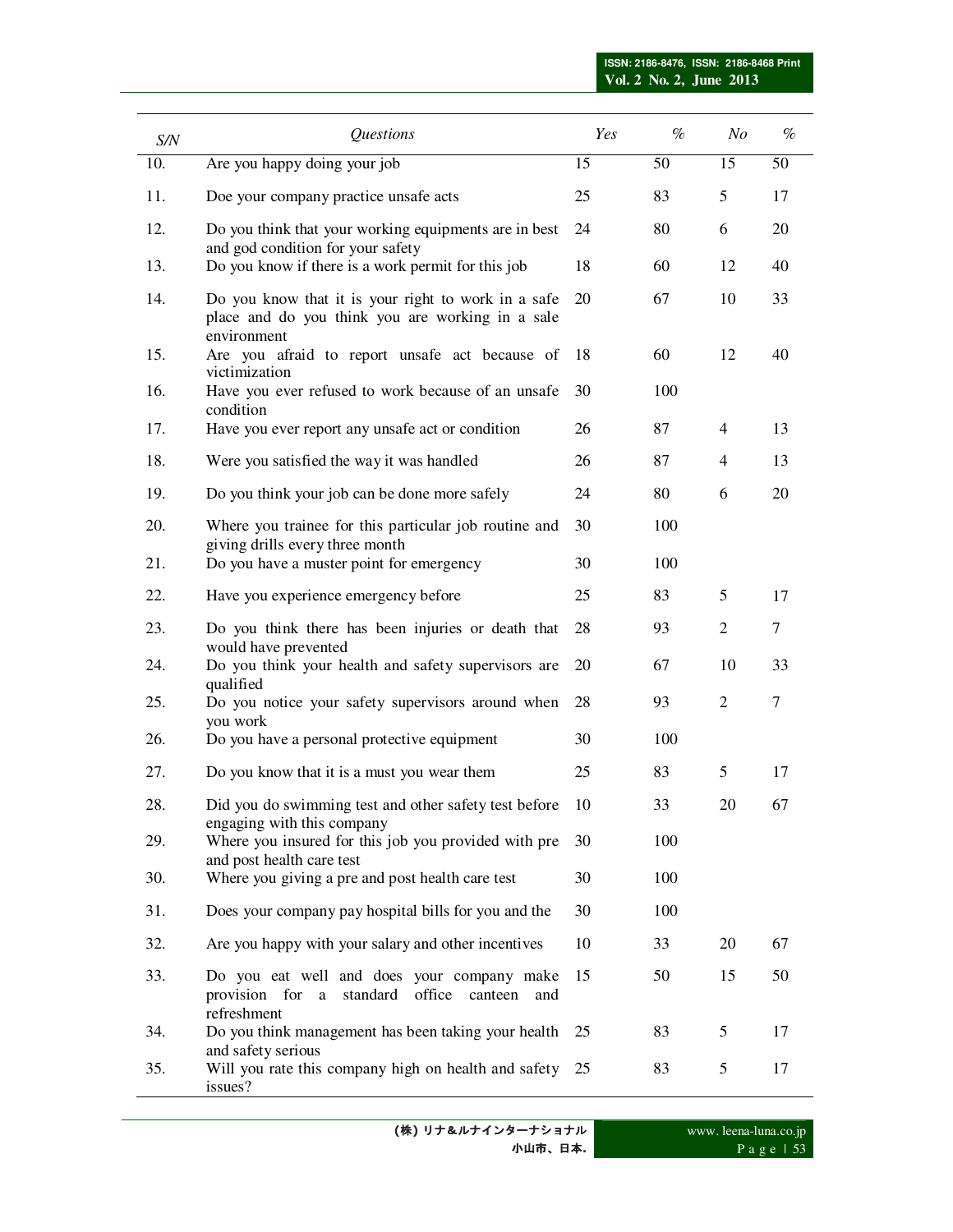| S/N | Questions | Yes | % | No | % |
|---|---|---|---|---|---|
| 10. | Are you happy doing your job | 15 | 50 | 15 | 50 |
| 11. | Doe your company practice unsafe acts | 25 | 83 | 5 | 17 |
| 12. | Do you think that your working equipments are in best and god condition for your safety | 24 | 80 | 6 | 20 |
| 13. | Do you know if there is a work permit for this job | 18 | 60 | 12 | 40 |
| 14. | Do you know that it is your right to work in a safe place and do you think you are working in a sale environment | 20 | 67 | 10 | 33 |
| 15. | Are you afraid to report unsafe act because of victimization | 18 | 60 | 12 | 40 |
| 16. | Have you ever refused to work because of an unsafe condition | 30 | 100 | | |
| 17. | Have you ever report any unsafe act or condition | 26 | 87 | 4 | 13 |
| 18. | Were you satisfied the way it was handled | 26 | 87 | 4 | 13 |
| 19. | Do you think your job can be done more safely | 24 | 80 | 6 | 20 |
| 20. | Where you trainee for this particular job routine and giving drills every three month | 30 | 100 | | |
| 21. | Do you have a muster point for emergency | 30 | 100 | | |
| 22. | Have you experience emergency before | 25 | 83 | 5 | 17 |
| 23. | Do you think there has been injuries or death that would have prevented | 28 | 93 | 2 | 7 |
| 24. | Do you think your health and safety supervisors are qualified | 20 | 67 | 10 | 33 |
| 25. | Do you notice your safety supervisors around when you work | 28 | 93 | 2 | 7 |
| 26. | Do you have a personal protective equipment | 30 | 100 | | |
| 27. | Do you know that it is a must you wear them | 25 | 83 | 5 | 17 |
| 28. | Did you do swimming test and other safety test before engaging with this company | 10 | 33 | 20 | 67 |
| 29. | Where you insured for this job you provided with pre and post health care test | 30 | 100 | | |
| 30. | Where you giving a pre and post health care test | 30 | 100 | | |
| 31. | Does your company pay hospital bills for you and the | 30 | 100 | | |
| 32. | Are you happy with your salary and other incentives | 10 | 33 | 20 | 67 |
| 33. | Do you eat well and does your company make provision for a standard office canteen and refreshment | 15 | 50 | 15 | 50 |
| 34. | Do you think management has been taking your health and safety serious | 25 | 83 | 5 | 17 |
| 35. | Will you rate this company high on health and safety issues? | 25 | 83 | 5 | 17 |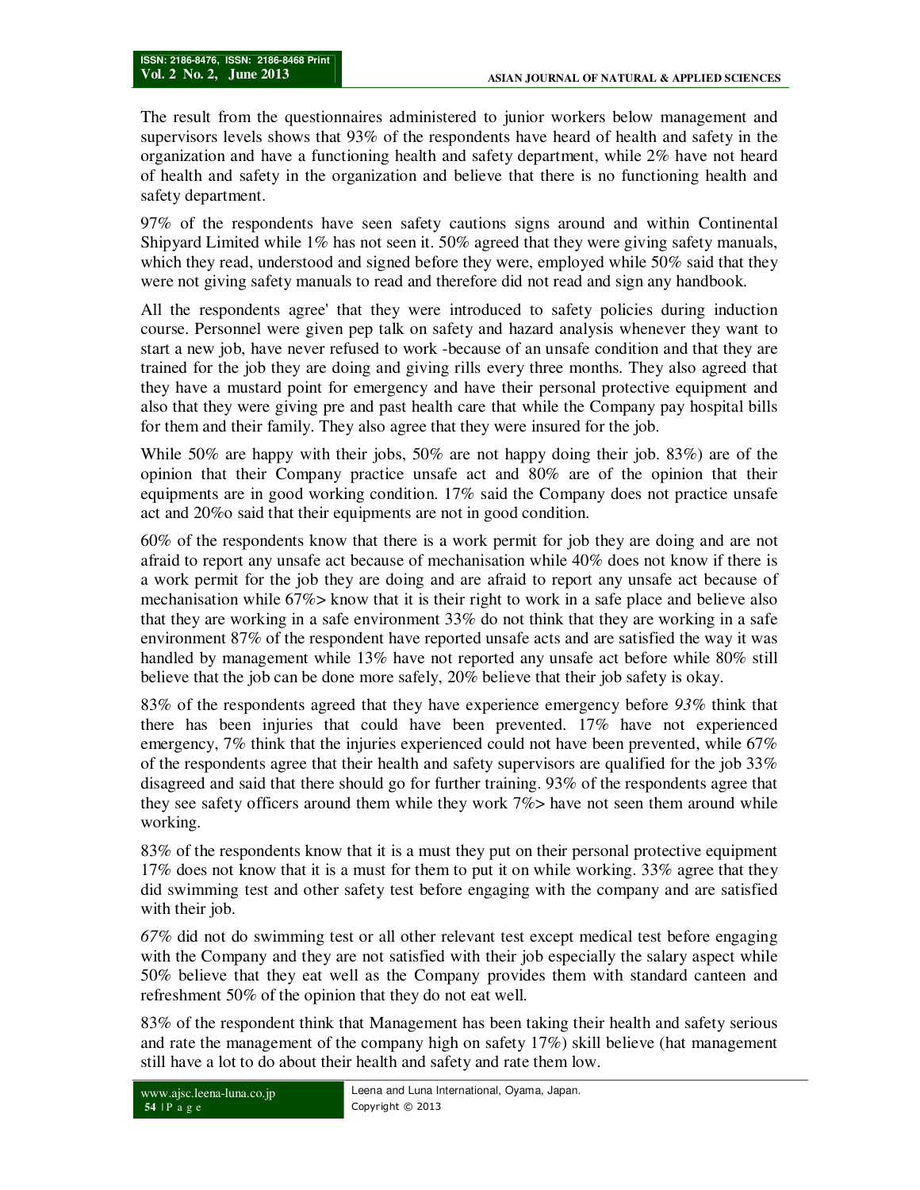The result from the questionnaires administered to junior workers below management and supervisors levels shows that 93% of the respondents have heard of health and safety in the organization and have a functioning health and safety department, while 2% have not heard of health and safety in the organization and believe that there is no functioning health and safety department.

97% of the respondents have seen safety cautions signs around and within Continental Shipyard Limited while 1% has not seen it. 50% agreed that they were giving safety manuals, which they read, understood and signed before they were, employed while 50% said that they were not giving safety manuals to read and therefore did not read and sign any handbook.

All the respondents agree' that they were introduced to safety policies during induction course. Personnel were given pep talk on safety and hazard analysis whenever they want to start a new job, have never refused to work -because of an unsafe condition and that they are trained for the job they are doing and giving rills every three months. They also agreed that they have a mustard point for emergency and have their personal protective equipment and also that they were giving pre and past health care that while the Company pay hospital bills for them and their family. They also agree that they were insured for the job.

While 50% are happy with their jobs, 50% are not happy doing their job. 83%) are of the opinion that their Company practice unsafe act and 80% are of the opinion that their equipments are in good working condition. 17% said the Company does not practice unsafe act and 20%o said that their equipments are not in good condition.

60% of the respondents know that there is a work permit for job they are doing and are not afraid to report any unsafe act because of mechanisation while 40% does not know if there is a work permit for the job they are doing and are afraid to report any unsafe act because of mechanisation while 67%> know that it is their right to work in a safe place and believe also that they are working in a safe environment 33% do not think that they are working in a safe environment 87% of the respondent have reported unsafe acts and are satisfied the way it was handled by management while 13% have not reported any unsafe act before while 80% still believe that the job can be done more safely, 20% believe that their job safety is okay.

83% of the respondents agreed that they have experience emergency before *93%* think that there has been injuries that could have been prevented. 17% have not experienced emergency, 7% think that the injuries experienced could not have been prevented, while 67% of the respondents agree that their health and safety supervisors are qualified for the job 33% disagreed and said that there should go for further training. 93% of the respondents agree that they see safety officers around them while they work 7%> have not seen them around while working.

83% of the respondents know that it is a must they put on their personal protective equipment 17% does not know that it is a must for them to put it on while working. 33% agree that they did swimming test and other safety test before engaging with the company and are satisfied with their job.

*67%* did not do swimming test or all other relevant test except medical test before engaging with the Company and they are not satisfied with their job especially the salary aspect while 50% believe that they eat well as the Company provides them with standard canteen and refreshment 50% of the opinion that they do not eat well.

83% of the respondent think that Management has been taking their health and safety serious and rate the management of the company high on safety 17%) skill believe (hat management still have a lot to do about their health and safety and rate them low.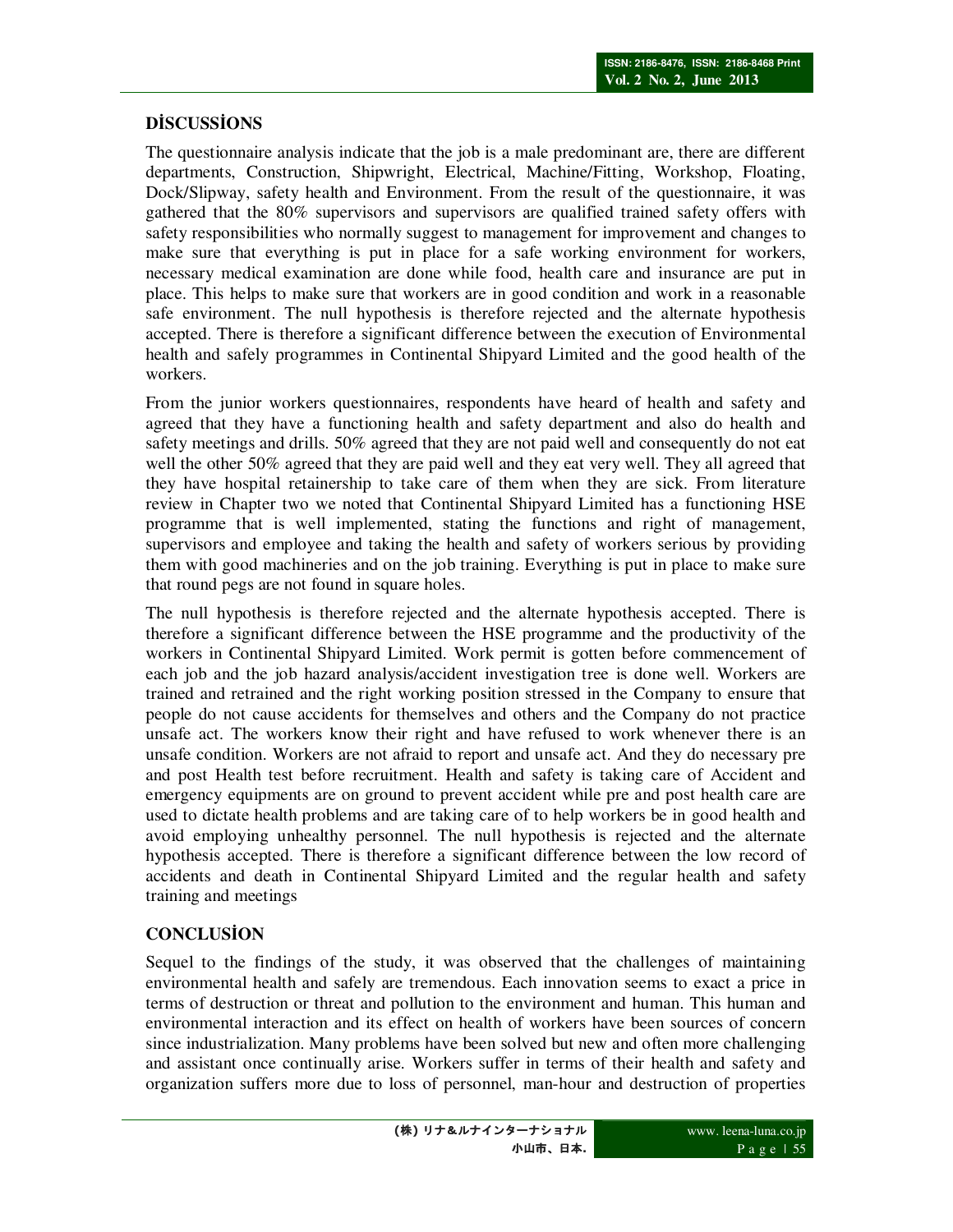## DİSCUSSİONS

The questionnaire analysis indicate that the job is a male predominant are, there are different departments, Construction, Shipwright, Electrical, Machine/Fitting, Workshop, Floating, Dock/Slipway, safety health and Environment. From the result of the questionnaire, it was gathered that the 80% supervisors and supervisors are qualified trained safety offers with safety responsibilities who normally suggest to management for improvement and changes to make sure that everything is put in place for a safe working environment for workers, necessary medical examination are done while food, health care and insurance are put in place. This helps to make sure that workers are in good condition and work in a reasonable safe environment. The null hypothesis is therefore rejected and the alternate hypothesis accepted. There is therefore a significant difference between the execution of Environmental health and safely programmes in Continental Shipyard Limited and the good health of the workers.

From the junior workers questionnaires, respondents have heard of health and safety and agreed that they have a functioning health and safety department and also do health and safety meetings and drills. 50% agreed that they are not paid well and consequently do not eat well the other 50% agreed that they are paid well and they eat very well. They all agreed that they have hospital retainership to take care of them when they are sick. From literature review in Chapter two we noted that Continental Shipyard Limited has a functioning HSE programme that is well implemented, stating the functions and right of management, supervisors and employee and taking the health and safety of workers serious by providing them with good machineries and on the job training. Everything is put in place to make sure that round pegs are not found in square holes.

The null hypothesis is therefore rejected and the alternate hypothesis accepted. There is therefore a significant difference between the HSE programme and the productivity of the workers in Continental Shipyard Limited. Work permit is gotten before commencement of each job and the job hazard analysis/accident investigation tree is done well. Workers are trained and retrained and the right working position stressed in the Company to ensure that people do not cause accidents for themselves and others and the Company do not practice unsafe act. The workers know their right and have refused to work whenever there is an unsafe condition. Workers are not afraid to report and unsafe act. And they do necessary pre and post Health test before recruitment. Health and safety is taking care of Accident and emergency equipments are on ground to prevent accident while pre and post health care are used to dictate health problems and are taking care of to help workers be in good health and avoid employing unhealthy personnel. The null hypothesis is rejected and the alternate hypothesis accepted. There is therefore a significant difference between the low record of accidents and death in Continental Shipyard Limited and the regular health and safety training and meetings

## CONCLUSİON

Sequel to the findings of the study, it was observed that the challenges of maintaining environmental health and safely are tremendous. Each innovation seems to exact a price in terms of destruction or threat and pollution to the environment and human. This human and environmental interaction and its effect on health of workers have been sources of concern since industrialization. Many problems have been solved but new and often more challenging and assistant once continually arise. Workers suffer in terms of their health and safety and organization suffers more due to loss of personnel, man-hour and destruction of properties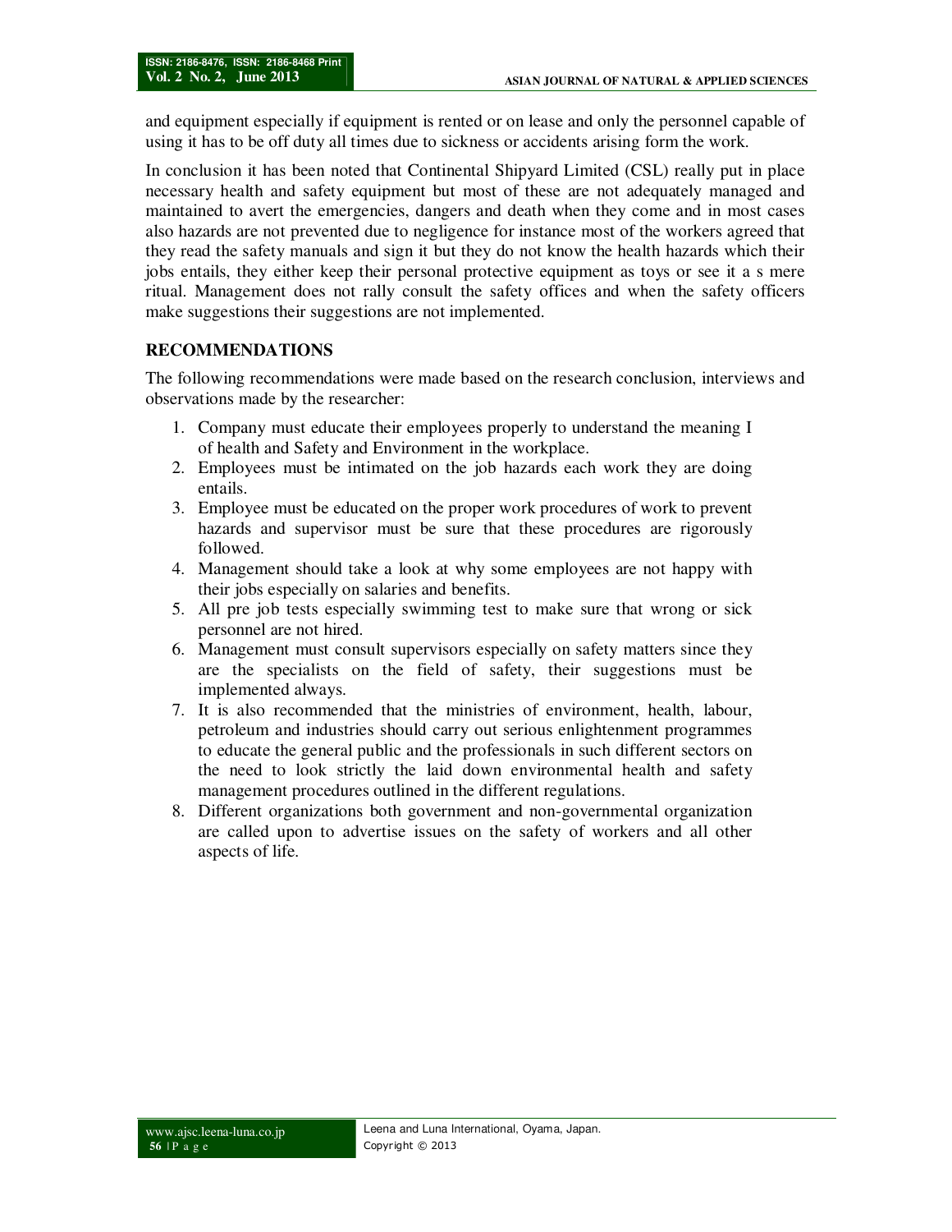and equipment especially if equipment is rented or on lease and only the personnel capable of using it has to be off duty all times due to sickness or accidents arising form the work.

In conclusion it has been noted that Continental Shipyard Limited (CSL) really put in place necessary health and safety equipment but most of these are not adequately managed and maintained to avert the emergencies, dangers and death when they come and in most cases also hazards are not prevented due to negligence for instance most of the workers agreed that they read the safety manuals and sign it but they do not know the health hazards which their jobs entails, they either keep their personal protective equipment as toys or see it a s mere ritual. Management does not rally consult the safety offices and when the safety officers make suggestions their suggestions are not implemented.

## RECOMMENDATIONS

The following recommendations were made based on the research conclusion, interviews and observations made by the researcher:

1. Company must educate their employees properly to understand the meaning I of health and Safety and Environment in the workplace.
2. Employees must be intimated on the job hazards each work they are doing entails.
3. Employee must be educated on the proper work procedures of work to prevent hazards and supervisor must be sure that these procedures are rigorously followed.
4. Management should take a look at why some employees are not happy with their jobs especially on salaries and benefits.
5. All pre job tests especially swimming test to make sure that wrong or sick personnel are not hired.
6. Management must consult supervisors especially on safety matters since they are the specialists on the field of safety, their suggestions must be implemented always.
7. It is also recommended that the ministries of environment, health, labour, petroleum and industries should carry out serious enlightenment programmes to educate the general public and the professionals in such different sectors on the need to look strictly the laid down environmental health and safety management procedures outlined in the different regulations.
8. Different organizations both government and non-governmental organization are called upon to advertise issues on the safety of workers and all other aspects of life.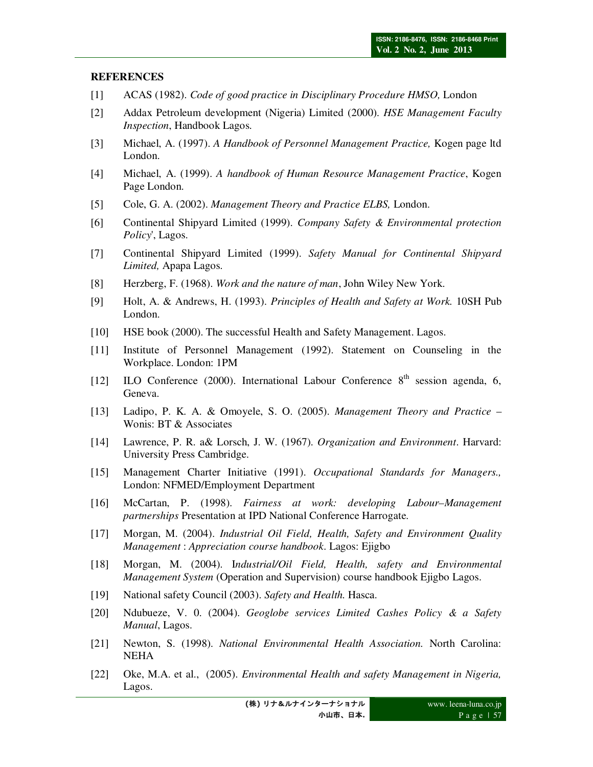**REFERENCES**

[1] ACAS (1982). *Code of good practice in Disciplinary Procedure HMSO,* London

[2] Addax Petroleum development (Nigeria) Limited (2000). *HSE Management Faculty Inspection*, Handbook Lagos.

[3] Michael, A. (1997). *A Handbook of Personnel Management Practice,* Kogen page ltd London.

[4] Michael, A. (1999). *A handbook of Human Resource Management Practice*, Kogen Page London.

[5] Cole, G. A. (2002). *Management Theory and Practice ELBS,* London.

[6] Continental Shipyard Limited (1999). *Company Safety & Environmental protection Policy*', Lagos.

[7] Continental Shipyard Limited (1999). *Safety Manual for Continental Shipyard Limited,* Apapa Lagos.

[8] Herzberg, F. (1968). *Work and the nature of man*, John Wiley New York.

[9] Holt, A. & Andrews, H. (1993). *Principles of Health and Safety at Work.* 10SH Pub London.

[10] HSE book (2000). The successful Health and Safety Management. Lagos.

[11] Institute of Personnel Management (1992). Statement on Counseling in the Workplace. London: 1PM

[12] ILO Conference (2000). International Labour Conference 8th session agenda, 6, Geneva.

[13] Ladipo, P. K. A. & Omoyele, S. O. (2005). *Management Theory and Practice* – Wonis: BT & Associates

[14] Lawrence, P. R. a& Lorsch, J. W. (1967). *Organization and Environment*. Harvard: University Press Cambridge.

[15] Management Charter Initiative (1991). *Occupational Standards for Managers.,* London: NFMED/Employment Department

[16] McCartan, P. (1998). *Fairness at work: developing Labour–Management partnerships* Presentation at IPD National Conference Harrogate.

[17] Morgan, M. (2004). *Industrial Oil Field, Health, Safety and Environment Quality Management* : *Appreciation course handbook*. Lagos: Ejigbo

[18] Morgan, M. (2004). I*ndustrial/Oil Field, Health, safety and Environmental Management System* (Operation and Supervision) course handbook Ejigbo Lagos.

[19] National safety Council (2003). *Safety and Health.* Hasca.

[20] Ndubueze, V. 0. (2004). *Geoglobe services Limited Cashes Policy & a Safety Manual*, Lagos.

[21] Newton, S. (1998). *National Environmental Health Association.* North Carolina: NEHA

[22] Oke, M.A. et al., (2005). *Environmental Health and safety Management in Nigeria,* Lagos.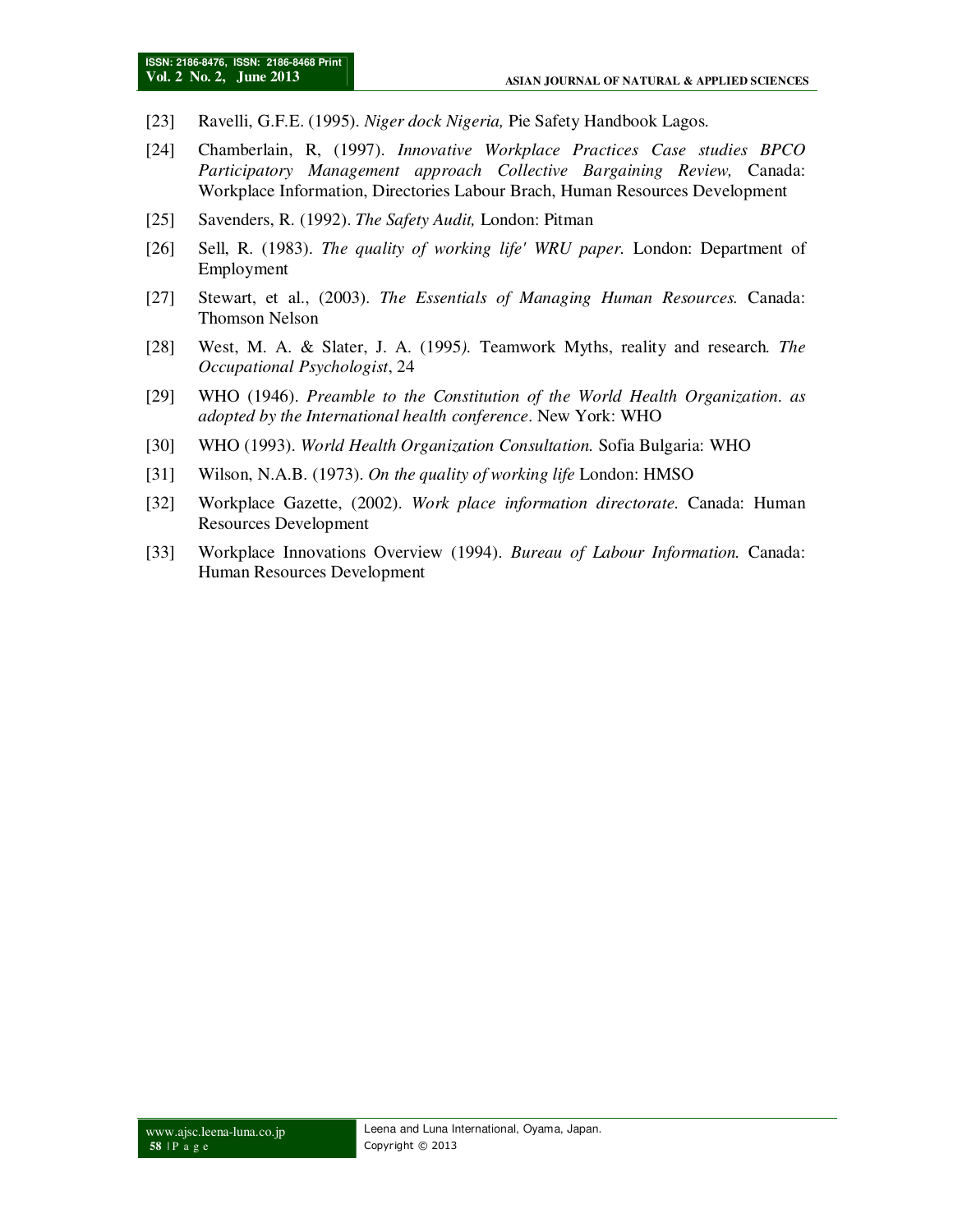[23] Ravelli, G.F.E. (1995). *Niger dock Nigeria,* Pie Safety Handbook Lagos.

[24] Chamberlain, R, (1997). *Innovative Workplace Practices Case studies BPCO Participatory Management approach Collective Bargaining Review,* Canada: Workplace Information, Directories Labour Brach, Human Resources Development

[25] Savenders, R. (1992). *The Safety Audit,* London: Pitman

[26] Sell, R. (1983). *The quality of working life' WRU paper.* London: Department of Employment

[27] Stewart, et al., (2003). *The Essentials of Managing Human Resources.* Canada: Thomson Nelson

[28] West, M. A. & Slater, J. A. (1995*).* Teamwork Myths, reality and research*. The Occupational Psychologist*, 24

[29] WHO (1946). *Preamble to the Constitution of the World Health Organization. as adopted by the International health conference*. New York: WHO

[30] WHO (1993). *World Health Organization Consultation.* Sofia Bulgaria: WHO

[31] Wilson, N.A.B. (1973). *On the quality of working life* London: HMSO

[32] Workplace Gazette, (2002). *Work place information directorate.* Canada: Human Resources Development

[33] Workplace Innovations Overview (1994). *Bureau of Labour Information.* Canada: Human Resources Development